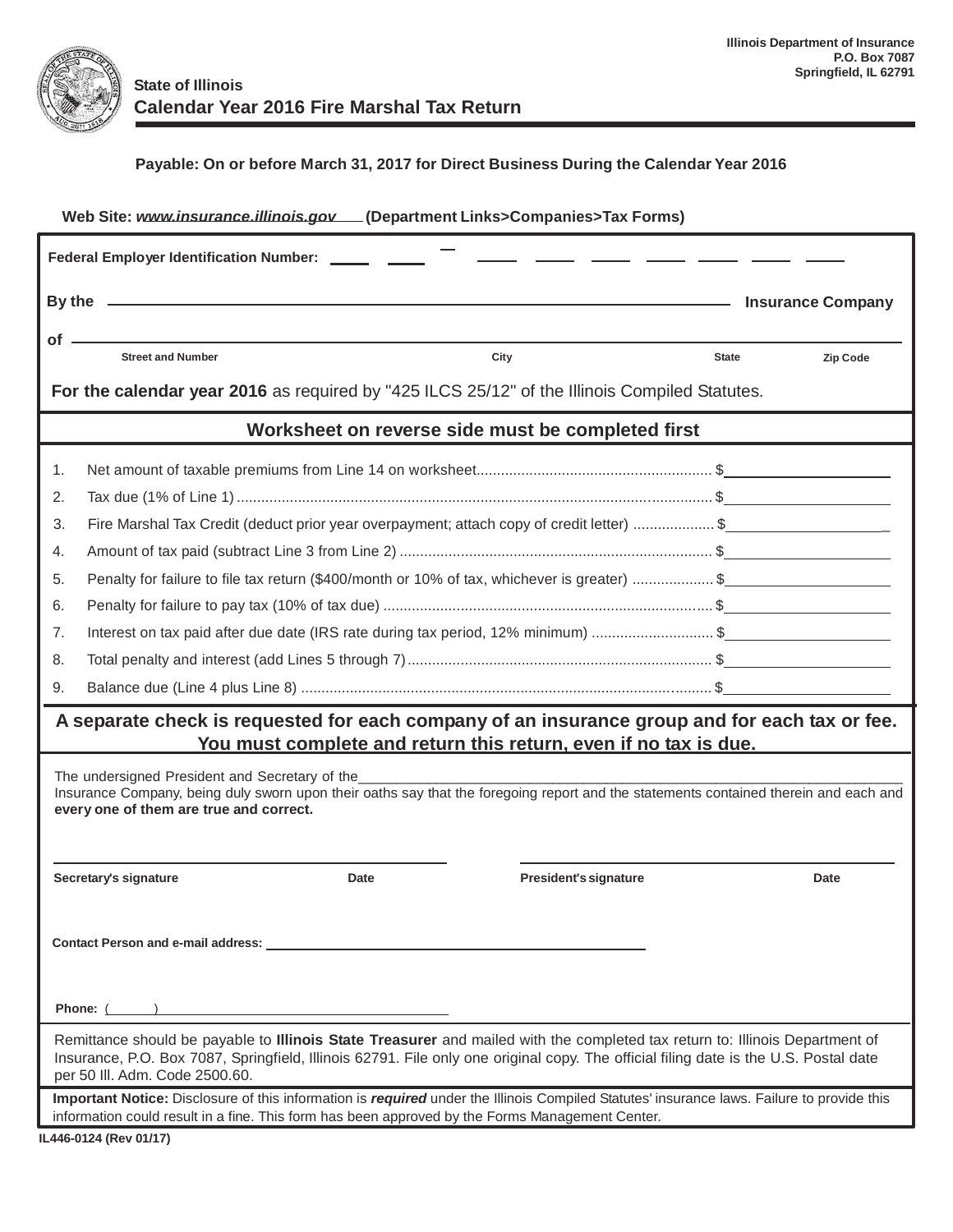Illinois Department of Insurance
P.O. Box 7087
Springfield, IL 62791

State of Illinois

# Calendar Year 2016 Fire Marshal Tax Return

**Payable: On or before March 31, 2017 for Direct Business During the Calendar Year 2016**

**Web Site: www.insurance.illinois.gov (Department Links>Companies>Tax Forms)**

**Federal Employer Identification Number:** ____ ____ – ____ ____ ____ ____ ____ ____ ____

**By the** ______________________________________________ **Insurance Company**

**of** ______________________________________________
Street and Number | City | State | Zip Code

**For the calendar year 2016** as required by "425 ILCS 25/12" of the Illinois Compiled Statutes.

## Worksheet on reverse side must be completed first

1. Net amount of taxable premiums from Line 14 on worksheet.......................................................... $____________
2. Tax due (1% of Line 1) ........................................................................................................... $____________
3. Fire Marshal Tax Credit (deduct prior year overpayment; attach copy of credit letter) .................... $____________
4. Amount of tax paid (subtract Line 3 from Line 2) ............................................................................ $____________
5. Penalty for failure to file tax return ($400/month or 10% of tax, whichever is greater) .................... $____________
6. Penalty for failure to pay tax (10% of tax due) ................................................................................ $____________
7. Interest on tax paid after due date (IRS rate during tax period, 12% minimum) .............................. $____________
8. Total penalty and interest (add Lines 5 through 7)........................................................................... $____________
9. Balance due (Line 4 plus Line 8) .................................................................................................... $____________

**A separate check is requested for each company of an insurance group and for each tax or fee.**
**You must complete and return this return, even if no tax is due.**

The undersigned President and Secretary of the______________________________________________ Insurance Company, being duly sworn upon their oaths say that the foregoing report and the statements contained therein and each and **every one of them are true and correct.**

______________________________________ ______________________________________
**Secretary's signature** **Date** **President's signature** **Date**

**Contact Person and e-mail address:** ______________________________________

**Phone:** ( ) ______________________________

Remittance should be payable to **Illinois State Treasurer** and mailed with the completed tax return to: Illinois Department of Insurance, P.O. Box 7087, Springfield, Illinois 62791. File only one original copy. The official filing date is the U.S. Postal date per 50 Ill. Adm. Code 2500.60.

**Important Notice:** Disclosure of this information is ***required*** under the Illinois Compiled Statutes' insurance laws. Failure to provide this information could result in a fine. This form has been approved by the Forms Management Center.

**IL446-0124 (Rev 01/17)**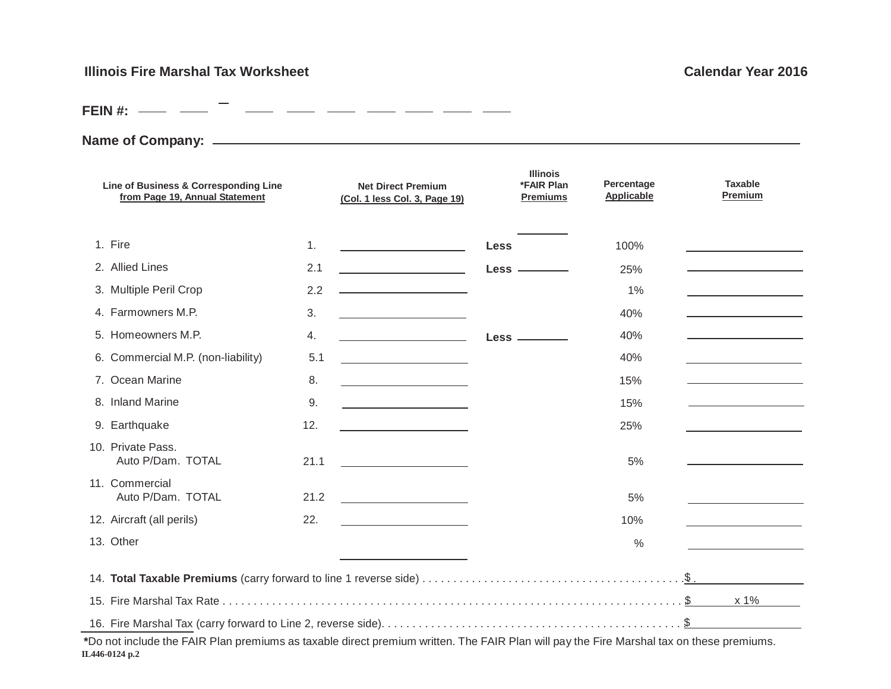**Illinois Fire Marshal Tax Worksheet** **Calendar Year 2016**

**FEIN #:** \_\_\_\_ \_\_\_\_ – \_\_\_\_ \_\_\_\_ \_\_\_\_ \_\_\_\_ \_\_\_\_ \_\_\_\_ \_\_\_\_

**Name of Company:** \_\_\_\_\_\_\_\_\_\_\_\_\_\_\_\_\_\_\_\_\_\_\_\_\_\_\_\_\_\_\_\_\_\_\_\_\_\_\_\_\_\_\_\_

| Line of Business & Corresponding Line from Page 19, Annual Statement | | Net Direct Premium (Col. 1 less Col. 3, Page 19) | | Illinois *FAIR Plan Premiums | Percentage Applicable | Taxable Premium |
|---|---|---|---|---|---|---|
| 1. Fire | 1. | | Less | | 100% | |
| 2. Allied Lines | 2.1 | | Less | | 25% | |
| 3. Multiple Peril Crop | 2.2 | | | | 1% | |
| 4. Farmowners M.P. | 3. | | | | 40% | |
| 5. Homeowners M.P. | 4. | | Less | | 40% | |
| 6. Commercial M.P. (non-liability) | 5.1 | | | | 40% | |
| 7. Ocean Marine | 8. | | | | 15% | |
| 8. Inland Marine | 9. | | | | 15% | |
| 9. Earthquake | 12. | | | | 25% | |
| 10. Private Pass. Auto P/Dam. TOTAL | 21.1 | | | | 5% | |
| 11. Commercial Auto P/Dam. TOTAL | 21.2 | | | | 5% | |
| 12. Aircraft (all perils) | 22. | | | | 10% | |
| 13. Other | | | | | % | |

14. **Total Taxable Premiums** (carry forward to line 1 reverse side) . . . . . . . . . . . . . . . . . . . . . . . . . . . . . . . . . . . . . . . . . . . $ \_\_\_\_\_\_\_\_

15. Fire Marshal Tax Rate . . . . . . . . . . . . . . . . . . . . . . . . . . . . . . . . . . . . . . . . . . . . . . . . . . . . . . . . . . . . . . . . . . . . . . . . $ \_\_\_\_ x 1%

16. Fire Marshal Tax (carry forward to Line 2, reverse side). . . . . . . . . . . . . . . . . . . . . . . . . . . . . . . . . . . . . . . . . . . . . . . . $ \_\_\_\_\_\_\_\_

***Do not include the FAIR Plan premiums as taxable direct premium written. The FAIR Plan will pay the Fire Marshal tax on these premiums.**

IL446-0124 p.2